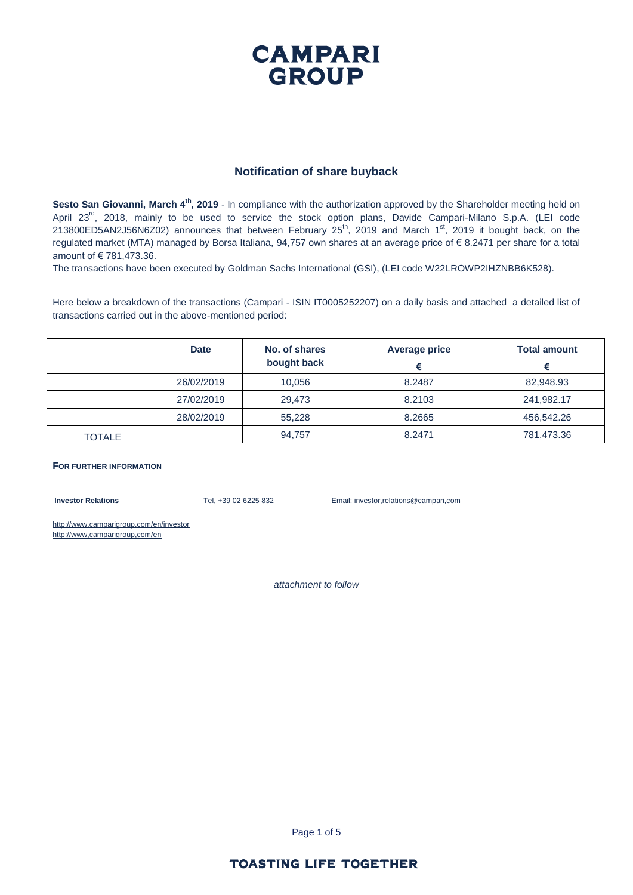# CAMPARI GROUP

## Notification of share buyback

**Sesto San Giovanni, March 4th, 2019** - In compliance with the authorization approved by the Shareholder meeting held on April 23rd, 2018, mainly to be used to service the stock option plans, Davide Campari-Milano S.p.A. (LEI code 213800ED5AN2J56N6Z02) announces that between February 25th, 2019 and March 1st, 2019 it bought back, on the regulated market (MTA) managed by Borsa Italiana, 94,757 own shares at an average price of € 8.2471 per share for a total amount of € 781,473.36.

The transactions have been executed by Goldman Sachs International (GSI), (LEI code W22LROWP2IHZNBB6K528).

Here below a breakdown of the transactions (Campari - ISIN IT0005252207) on a daily basis and attached a detailed list of transactions carried out in the above-mentioned period:

| | Date | No. of shares bought back | Average price € | Total amount € |
|---|---|---|---|---|
| | 26/02/2019 | 10,056 | 8.2487 | 82,948.93 |
| | 27/02/2019 | 29,473 | 8.2103 | 241,982.17 |
| | 28/02/2019 | 55,228 | 8.2665 | 456,542.26 |
| TOTALE | | 94,757 | 8.2471 | 781,473.36 |

**FOR FURTHER INFORMATION**

**Investor Relations** Tel, +39 02 6225 832 Email: investor,relations@campari,com

http://www,camparigroup,com/en/investor
http://www,camparigroup,com/en

*attachment to follow*

**TOASTING LIFE TOGETHER**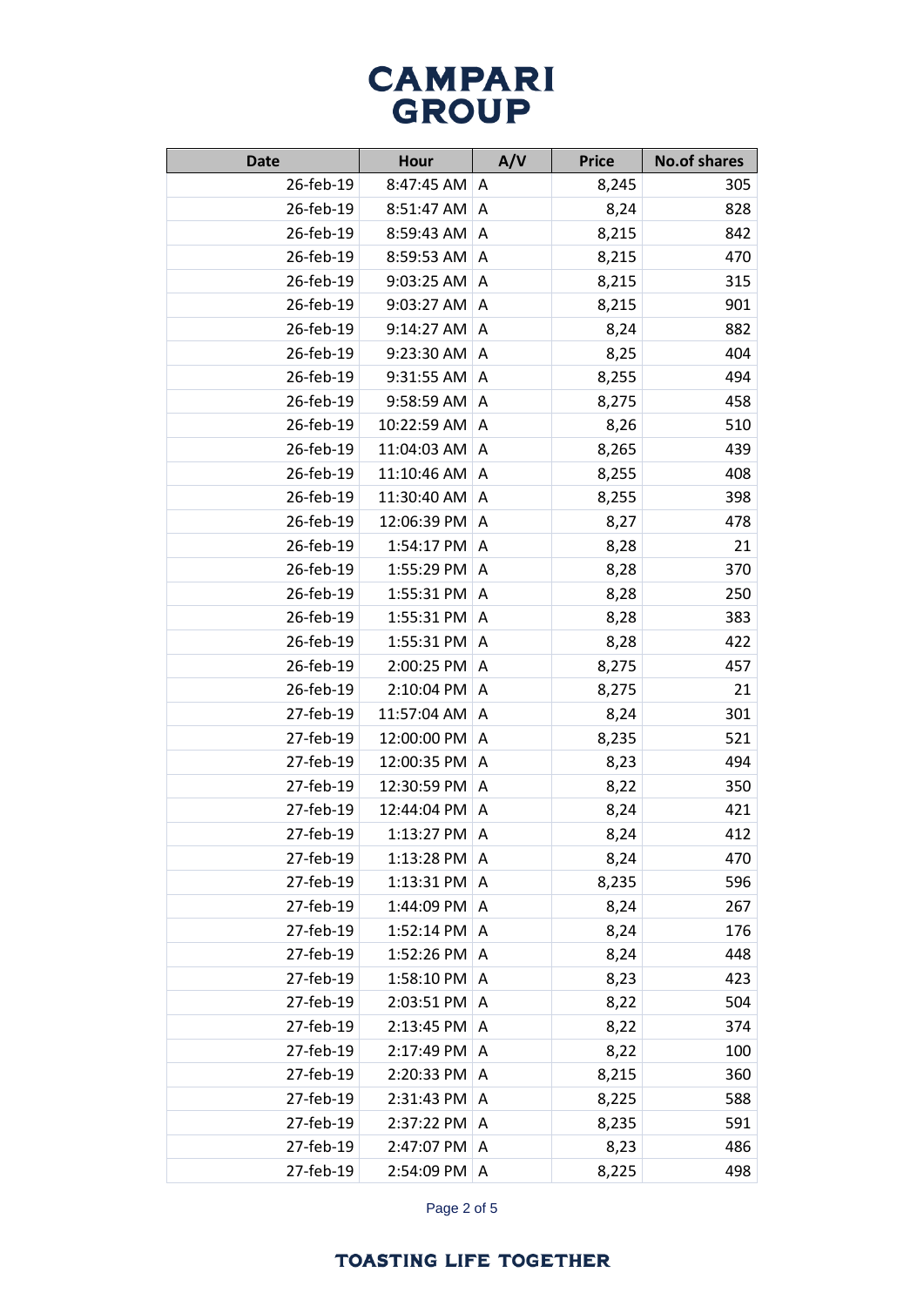| Date | Hour | A/V | Price | No.of shares |
|---|---|---|---|---|
| 26-feb-19 | 8:47:45 AM | A | 8,245 | 305 |
| 26-feb-19 | 8:51:47 AM | A | 8,24 | 828 |
| 26-feb-19 | 8:59:43 AM | A | 8,215 | 842 |
| 26-feb-19 | 8:59:53 AM | A | 8,215 | 470 |
| 26-feb-19 | 9:03:25 AM | A | 8,215 | 315 |
| 26-feb-19 | 9:03:27 AM | A | 8,215 | 901 |
| 26-feb-19 | 9:14:27 AM | A | 8,24 | 882 |
| 26-feb-19 | 9:23:30 AM | A | 8,25 | 404 |
| 26-feb-19 | 9:31:55 AM | A | 8,255 | 494 |
| 26-feb-19 | 9:58:59 AM | A | 8,275 | 458 |
| 26-feb-19 | 10:22:59 AM | A | 8,26 | 510 |
| 26-feb-19 | 11:04:03 AM | A | 8,265 | 439 |
| 26-feb-19 | 11:10:46 AM | A | 8,255 | 408 |
| 26-feb-19 | 11:30:40 AM | A | 8,255 | 398 |
| 26-feb-19 | 12:06:39 PM | A | 8,27 | 478 |
| 26-feb-19 | 1:54:17 PM | A | 8,28 | 21 |
| 26-feb-19 | 1:55:29 PM | A | 8,28 | 370 |
| 26-feb-19 | 1:55:31 PM | A | 8,28 | 250 |
| 26-feb-19 | 1:55:31 PM | A | 8,28 | 383 |
| 26-feb-19 | 1:55:31 PM | A | 8,28 | 422 |
| 26-feb-19 | 2:00:25 PM | A | 8,275 | 457 |
| 26-feb-19 | 2:10:04 PM | A | 8,275 | 21 |
| 27-feb-19 | 11:57:04 AM | A | 8,24 | 301 |
| 27-feb-19 | 12:00:00 PM | A | 8,235 | 521 |
| 27-feb-19 | 12:00:35 PM | A | 8,23 | 494 |
| 27-feb-19 | 12:30:59 PM | A | 8,22 | 350 |
| 27-feb-19 | 12:44:04 PM | A | 8,24 | 421 |
| 27-feb-19 | 1:13:27 PM | A | 8,24 | 412 |
| 27-feb-19 | 1:13:28 PM | A | 8,24 | 470 |
| 27-feb-19 | 1:13:31 PM | A | 8,235 | 596 |
| 27-feb-19 | 1:44:09 PM | A | 8,24 | 267 |
| 27-feb-19 | 1:52:14 PM | A | 8,24 | 176 |
| 27-feb-19 | 1:52:26 PM | A | 8,24 | 448 |
| 27-feb-19 | 1:58:10 PM | A | 8,23 | 423 |
| 27-feb-19 | 2:03:51 PM | A | 8,22 | 504 |
| 27-feb-19 | 2:13:45 PM | A | 8,22 | 374 |
| 27-feb-19 | 2:17:49 PM | A | 8,22 | 100 |
| 27-feb-19 | 2:20:33 PM | A | 8,215 | 360 |
| 27-feb-19 | 2:31:43 PM | A | 8,225 | 588 |
| 27-feb-19 | 2:37:22 PM | A | 8,235 | 591 |
| 27-feb-19 | 2:47:07 PM | A | 8,23 | 486 |
| 27-feb-19 | 2:54:09 PM | A | 8,225 | 498 |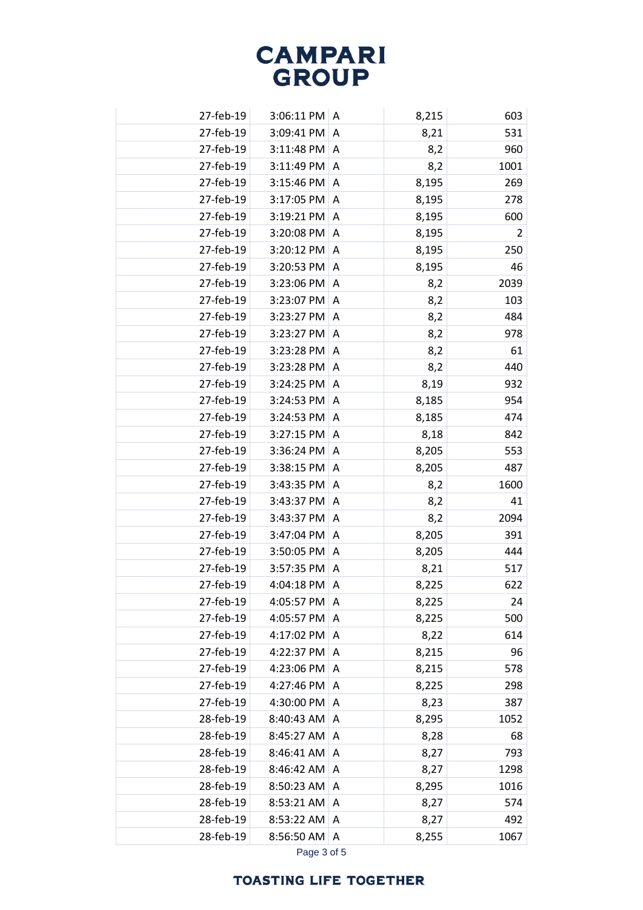| | | | | |
|---|---|---|---|---|
| 27-feb-19 | 3:06:11 PM | A | 8,215 | 603 |
| 27-feb-19 | 3:09:41 PM | A | 8,21 | 531 |
| 27-feb-19 | 3:11:48 PM | A | 8,2 | 960 |
| 27-feb-19 | 3:11:49 PM | A | 8,2 | 1001 |
| 27-feb-19 | 3:15:46 PM | A | 8,195 | 269 |
| 27-feb-19 | 3:17:05 PM | A | 8,195 | 278 |
| 27-feb-19 | 3:19:21 PM | A | 8,195 | 600 |
| 27-feb-19 | 3:20:08 PM | A | 8,195 | 2 |
| 27-feb-19 | 3:20:12 PM | A | 8,195 | 250 |
| 27-feb-19 | 3:20:53 PM | A | 8,195 | 46 |
| 27-feb-19 | 3:23:06 PM | A | 8,2 | 2039 |
| 27-feb-19 | 3:23:07 PM | A | 8,2 | 103 |
| 27-feb-19 | 3:23:27 PM | A | 8,2 | 484 |
| 27-feb-19 | 3:23:27 PM | A | 8,2 | 978 |
| 27-feb-19 | 3:23:28 PM | A | 8,2 | 61 |
| 27-feb-19 | 3:23:28 PM | A | 8,2 | 440 |
| 27-feb-19 | 3:24:25 PM | A | 8,19 | 932 |
| 27-feb-19 | 3:24:53 PM | A | 8,185 | 954 |
| 27-feb-19 | 3:24:53 PM | A | 8,185 | 474 |
| 27-feb-19 | 3:27:15 PM | A | 8,18 | 842 |
| 27-feb-19 | 3:36:24 PM | A | 8,205 | 553 |
| 27-feb-19 | 3:38:15 PM | A | 8,205 | 487 |
| 27-feb-19 | 3:43:35 PM | A | 8,2 | 1600 |
| 27-feb-19 | 3:43:37 PM | A | 8,2 | 41 |
| 27-feb-19 | 3:43:37 PM | A | 8,2 | 2094 |
| 27-feb-19 | 3:47:04 PM | A | 8,205 | 391 |
| 27-feb-19 | 3:50:05 PM | A | 8,205 | 444 |
| 27-feb-19 | 3:57:35 PM | A | 8,21 | 517 |
| 27-feb-19 | 4:04:18 PM | A | 8,225 | 622 |
| 27-feb-19 | 4:05:57 PM | A | 8,225 | 24 |
| 27-feb-19 | 4:05:57 PM | A | 8,225 | 500 |
| 27-feb-19 | 4:17:02 PM | A | 8,22 | 614 |
| 27-feb-19 | 4:22:37 PM | A | 8,215 | 96 |
| 27-feb-19 | 4:23:06 PM | A | 8,215 | 578 |
| 27-feb-19 | 4:27:46 PM | A | 8,225 | 298 |
| 27-feb-19 | 4:30:00 PM | A | 8,23 | 387 |
| 28-feb-19 | 8:40:43 AM | A | 8,295 | 1052 |
| 28-feb-19 | 8:45:27 AM | A | 8,28 | 68 |
| 28-feb-19 | 8:46:41 AM | A | 8,27 | 793 |
| 28-feb-19 | 8:46:42 AM | A | 8,27 | 1298 |
| 28-feb-19 | 8:50:23 AM | A | 8,295 | 1016 |
| 28-feb-19 | 8:53:21 AM | A | 8,27 | 574 |
| 28-feb-19 | 8:53:22 AM | A | 8,27 | 492 |
| 28-feb-19 | 8:56:50 AM | A | 8,255 | 1067 |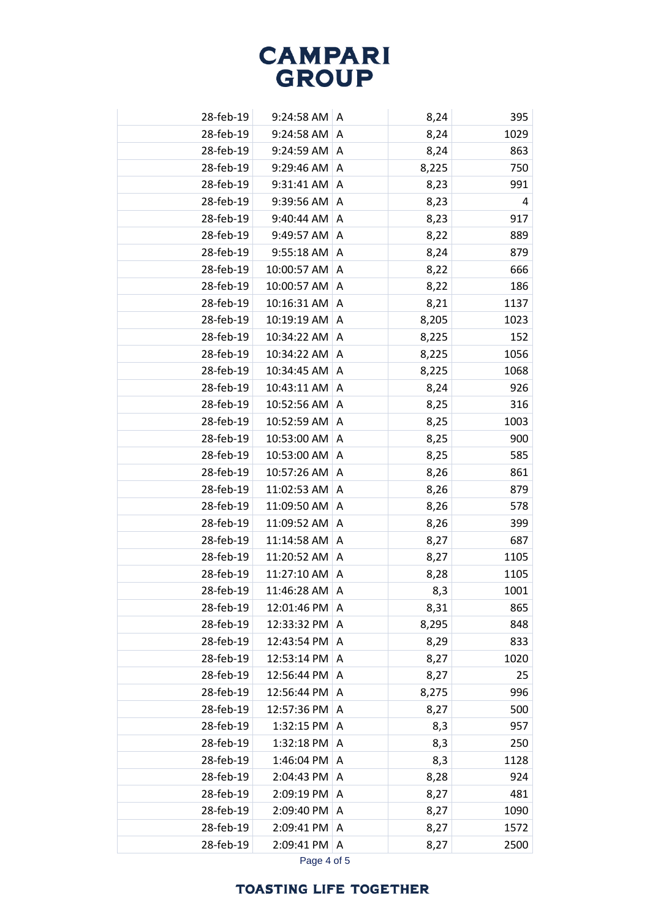| | | | | |
|---|---|---|---|---|
| 28-feb-19 | 9:24:58 AM | A | 8,24 | 395 |
| 28-feb-19 | 9:24:58 AM | A | 8,24 | 1029 |
| 28-feb-19 | 9:24:59 AM | A | 8,24 | 863 |
| 28-feb-19 | 9:29:46 AM | A | 8,225 | 750 |
| 28-feb-19 | 9:31:41 AM | A | 8,23 | 991 |
| 28-feb-19 | 9:39:56 AM | A | 8,23 | 4 |
| 28-feb-19 | 9:40:44 AM | A | 8,23 | 917 |
| 28-feb-19 | 9:49:57 AM | A | 8,22 | 889 |
| 28-feb-19 | 9:55:18 AM | A | 8,24 | 879 |
| 28-feb-19 | 10:00:57 AM | A | 8,22 | 666 |
| 28-feb-19 | 10:00:57 AM | A | 8,22 | 186 |
| 28-feb-19 | 10:16:31 AM | A | 8,21 | 1137 |
| 28-feb-19 | 10:19:19 AM | A | 8,205 | 1023 |
| 28-feb-19 | 10:34:22 AM | A | 8,225 | 152 |
| 28-feb-19 | 10:34:22 AM | A | 8,225 | 1056 |
| 28-feb-19 | 10:34:45 AM | A | 8,225 | 1068 |
| 28-feb-19 | 10:43:11 AM | A | 8,24 | 926 |
| 28-feb-19 | 10:52:56 AM | A | 8,25 | 316 |
| 28-feb-19 | 10:52:59 AM | A | 8,25 | 1003 |
| 28-feb-19 | 10:53:00 AM | A | 8,25 | 900 |
| 28-feb-19 | 10:53:00 AM | A | 8,25 | 585 |
| 28-feb-19 | 10:57:26 AM | A | 8,26 | 861 |
| 28-feb-19 | 11:02:53 AM | A | 8,26 | 879 |
| 28-feb-19 | 11:09:50 AM | A | 8,26 | 578 |
| 28-feb-19 | 11:09:52 AM | A | 8,26 | 399 |
| 28-feb-19 | 11:14:58 AM | A | 8,27 | 687 |
| 28-feb-19 | 11:20:52 AM | A | 8,27 | 1105 |
| 28-feb-19 | 11:27:10 AM | A | 8,28 | 1105 |
| 28-feb-19 | 11:46:28 AM | A | 8,3 | 1001 |
| 28-feb-19 | 12:01:46 PM | A | 8,31 | 865 |
| 28-feb-19 | 12:33:32 PM | A | 8,295 | 848 |
| 28-feb-19 | 12:43:54 PM | A | 8,29 | 833 |
| 28-feb-19 | 12:53:14 PM | A | 8,27 | 1020 |
| 28-feb-19 | 12:56:44 PM | A | 8,27 | 25 |
| 28-feb-19 | 12:56:44 PM | A | 8,275 | 996 |
| 28-feb-19 | 12:57:36 PM | A | 8,27 | 500 |
| 28-feb-19 | 1:32:15 PM | A | 8,3 | 957 |
| 28-feb-19 | 1:32:18 PM | A | 8,3 | 250 |
| 28-feb-19 | 1:46:04 PM | A | 8,3 | 1128 |
| 28-feb-19 | 2:04:43 PM | A | 8,28 | 924 |
| 28-feb-19 | 2:09:19 PM | A | 8,27 | 481 |
| 28-feb-19 | 2:09:40 PM | A | 8,27 | 1090 |
| 28-feb-19 | 2:09:41 PM | A | 8,27 | 1572 |
| 28-feb-19 | 2:09:41 PM | A | 8,27 | 2500 |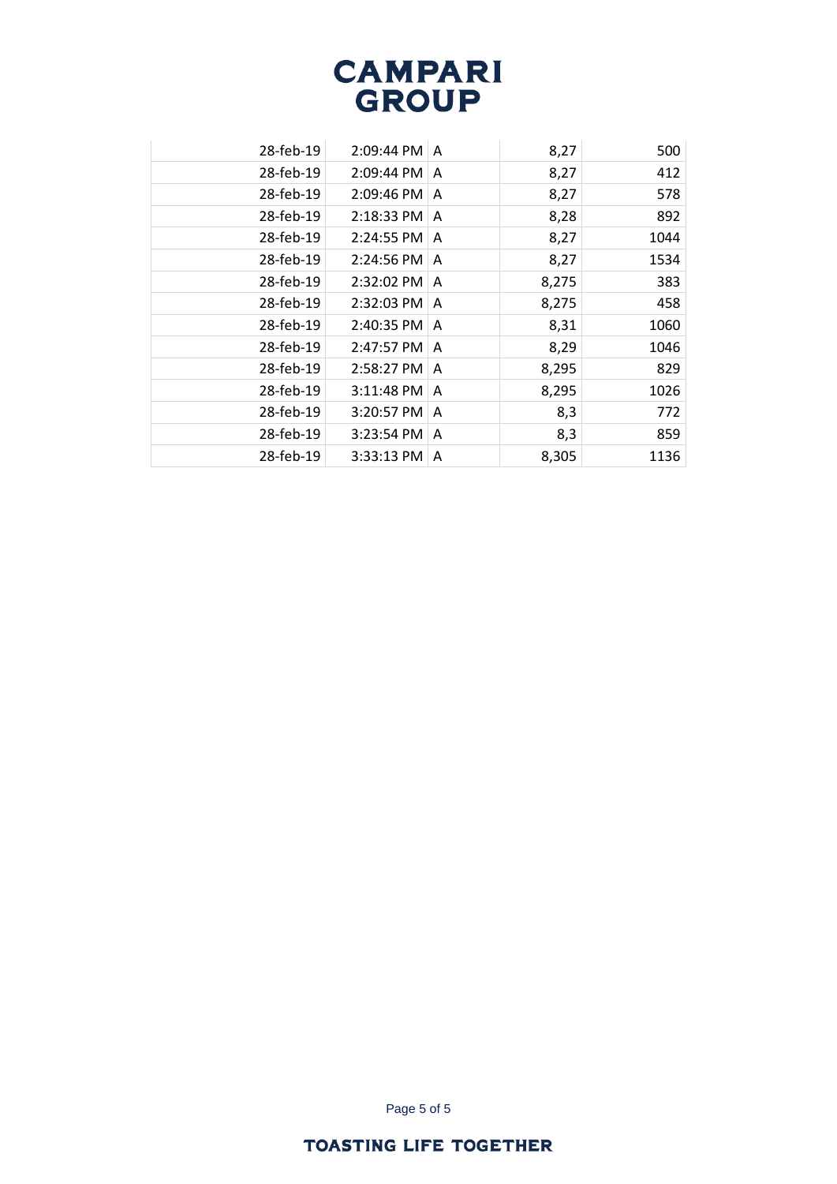| | | | | |
|---|---|---|---|---|
| 28-feb-19 | 2:09:44 PM | A | 8,27 | 500 |
| 28-feb-19 | 2:09:44 PM | A | 8,27 | 412 |
| 28-feb-19 | 2:09:46 PM | A | 8,27 | 578 |
| 28-feb-19 | 2:18:33 PM | A | 8,28 | 892 |
| 28-feb-19 | 2:24:55 PM | A | 8,27 | 1044 |
| 28-feb-19 | 2:24:56 PM | A | 8,27 | 1534 |
| 28-feb-19 | 2:32:02 PM | A | 8,275 | 383 |
| 28-feb-19 | 2:32:03 PM | A | 8,275 | 458 |
| 28-feb-19 | 2:40:35 PM | A | 8,31 | 1060 |
| 28-feb-19 | 2:47:57 PM | A | 8,29 | 1046 |
| 28-feb-19 | 2:58:27 PM | A | 8,295 | 829 |
| 28-feb-19 | 3:11:48 PM | A | 8,295 | 1026 |
| 28-feb-19 | 3:20:57 PM | A | 8,3 | 772 |
| 28-feb-19 | 3:23:54 PM | A | 8,3 | 859 |
| 28-feb-19 | 3:33:13 PM | A | 8,305 | 1136 |